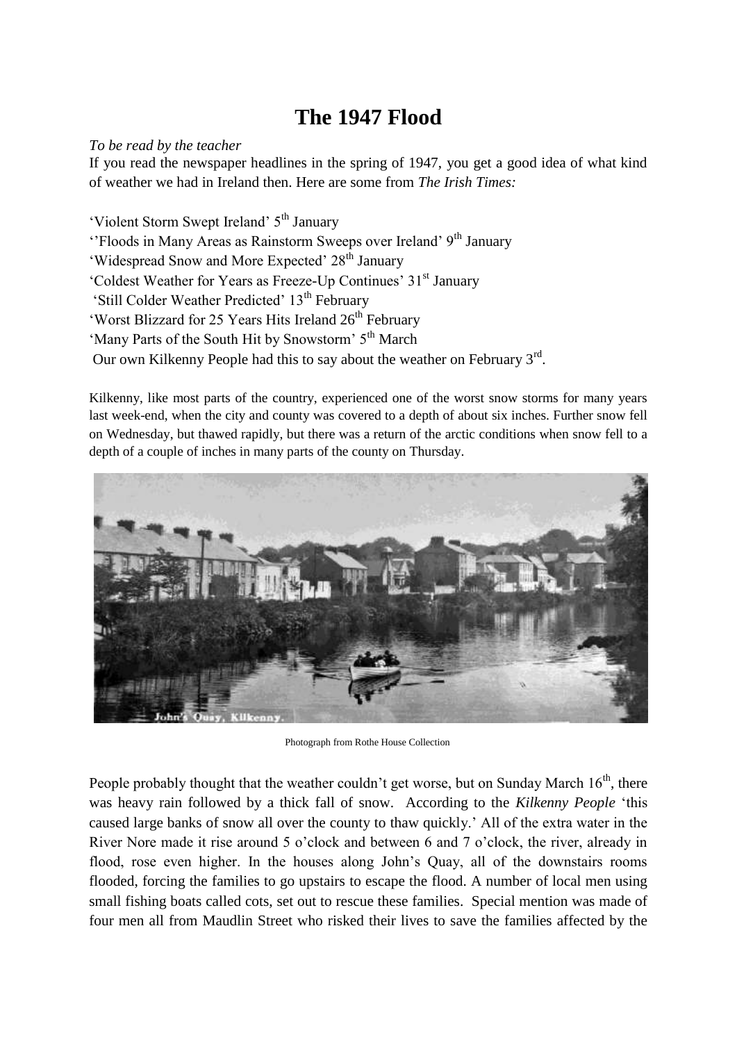# The 1947 Flood

*To be read by the teacher*

If you read the newspaper headlines in the spring of 1947, you get a good idea of what kind of weather we had in Ireland then. Here are some from *The Irish Times:*

'Violent Storm Swept Ireland' 5th January
''Floods in Many Areas as Rainstorm Sweeps over Ireland' 9th January
'Widespread Snow and More Expected' 28th January
'Coldest Weather for Years as Freeze-Up Continues' 31st January
'Still Colder Weather Predicted' 13th February
'Worst Blizzard for 25 Years Hits Ireland 26th February
'Many Parts of the South Hit by Snowstorm' 5th March
Our own Kilkenny People had this to say about the weather on February 3rd.

Kilkenny, like most parts of the country, experienced one of the worst snow storms for many years last week-end, when the city and county was covered to a depth of about six inches. Further snow fell on Wednesday, but thawed rapidly, but there was a return of the arctic conditions when snow fell to a depth of a couple of inches in many parts of the county on Thursday.

Photograph from Rothe House Collection

People probably thought that the weather couldn't get worse, but on Sunday March 16th, there was heavy rain followed by a thick fall of snow. According to the *Kilkenny People* 'this caused large banks of snow all over the county to thaw quickly.' All of the extra water in the River Nore made it rise around 5 o'clock and between 6 and 7 o'clock, the river, already in flood, rose even higher. In the houses along John's Quay, all of the downstairs rooms flooded, forcing the families to go upstairs to escape the flood. A number of local men using small fishing boats called cots, set out to rescue these families. Special mention was made of four men all from Maudlin Street who risked their lives to save the families affected by the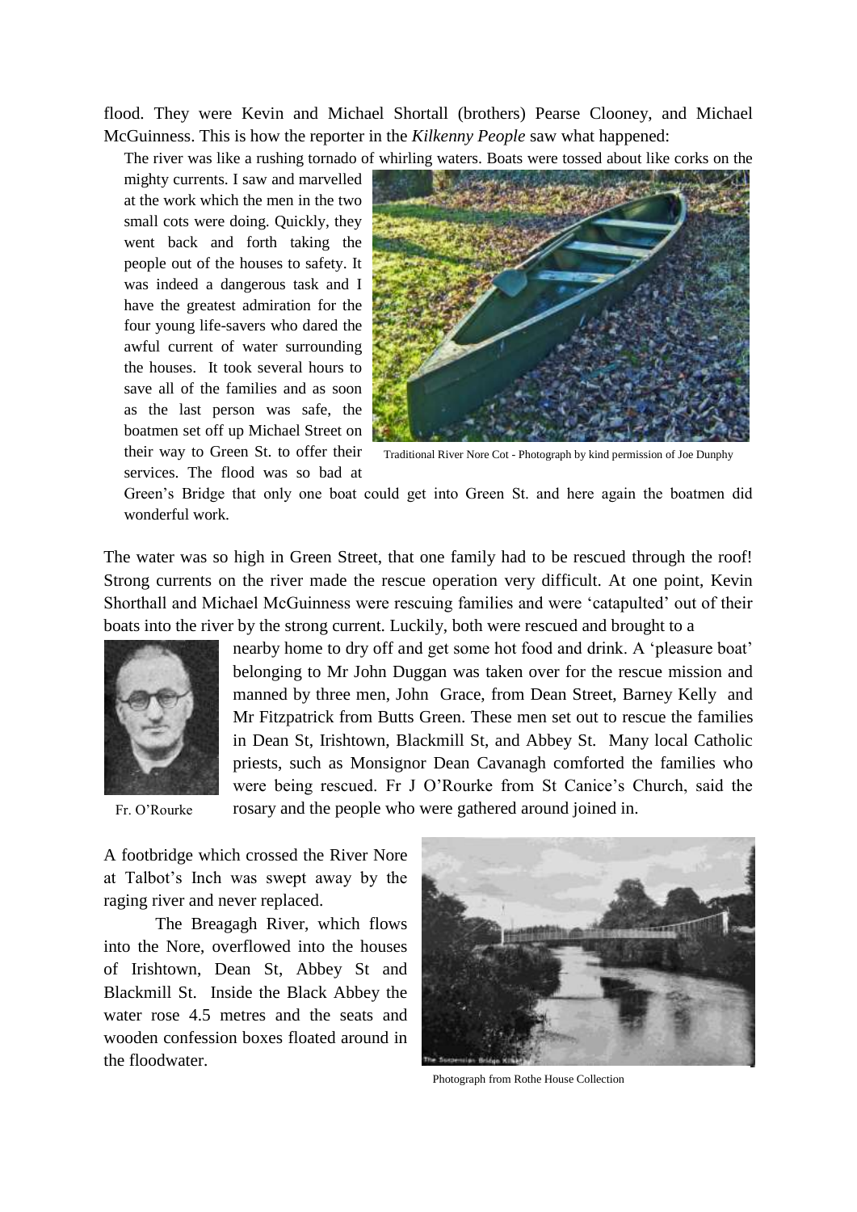flood. They were Kevin and Michael Shortall (brothers) Pearse Clooney, and Michael McGuinness. This is how the reporter in the *Kilkenny People* saw what happened:

> The river was like a rushing tornado of whirling waters. Boats were tossed about like corks on the mighty currents. I saw and marvelled at the work which the men in the two small cots were doing. Quickly, they went back and forth taking the people out of the houses to safety. It was indeed a dangerous task and I have the greatest admiration for the four young life-savers who dared the awful current of water surrounding the houses. It took several hours to save all of the families and as soon as the last person was safe, the boatmen set off up Michael Street on their way to Green St. to offer their services. The flood was so bad at Green's Bridge that only one boat could get into Green St. and here again the boatmen did wonderful work.

Traditional River Nore Cot - Photograph by kind permission of Joe Dunphy

The water was so high in Green Street, that one family had to be rescued through the roof! Strong currents on the river made the rescue operation very difficult. At one point, Kevin Shorthall and Michael McGuinness were rescuing families and were 'catapulted' out of their boats into the river by the strong current. Luckily, both were rescued and brought to a nearby home to dry off and get some hot food and drink. A 'pleasure boat' belonging to Mr John Duggan was taken over for the rescue mission and manned by three men, John Grace, from Dean Street, Barney Kelly and Mr Fitzpatrick from Butts Green. These men set out to rescue the families in Dean St, Irishtown, Blackmill St, and Abbey St. Many local Catholic priests, such as Monsignor Dean Cavanagh comforted the families who were being rescued. Fr J O'Rourke from St Canice's Church, said the rosary and the people who were gathered around joined in.

Fr. O'Rourke

A footbridge which crossed the River Nore at Talbot's Inch was swept away by the raging river and never replaced.

The Breagagh River, which flows into the Nore, overflowed into the houses of Irishtown, Dean St, Abbey St and Blackmill St. Inside the Black Abbey the water rose 4.5 metres and the seats and wooden confession boxes floated around in the floodwater.

Photograph from Rothe House Collection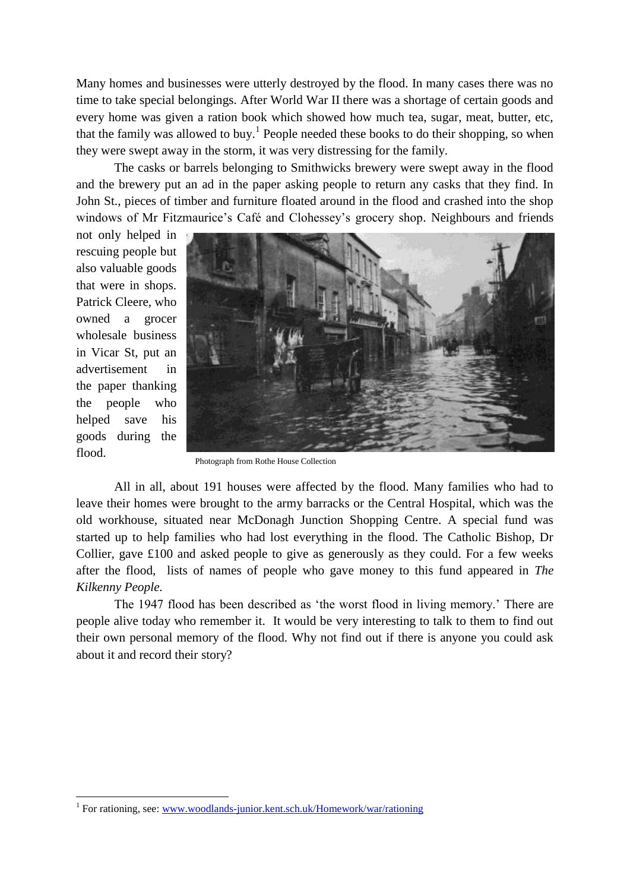Many homes and businesses were utterly destroyed by the flood. In many cases there was no time to take special belongings. After World War II there was a shortage of certain goods and every home was given a ration book which showed how much tea, sugar, meat, butter, etc, that the family was allowed to buy.[1] People needed these books to do their shopping, so when they were swept away in the storm, it was very distressing for the family.

The casks or barrels belonging to Smithwicks brewery were swept away in the flood and the brewery put an ad in the paper asking people to return any casks that they find. In John St., pieces of timber and furniture floated around in the flood and crashed into the shop windows of Mr Fitzmaurice's Café and Clohessey's grocery shop. Neighbours and friends not only helped in rescuing people but also valuable goods that were in shops. Patrick Cleere, who owned a grocer wholesale business in Vicar St, put an advertisement in the paper thanking the people who helped save his goods during the flood.

Photograph from Rothe House Collection

All in all, about 191 houses were affected by the flood. Many families who had to leave their homes were brought to the army barracks or the Central Hospital, which was the old workhouse, situated near McDonagh Junction Shopping Centre. A special fund was started up to help families who had lost everything in the flood. The Catholic Bishop, Dr Collier, gave £100 and asked people to give as generously as they could. For a few weeks after the flood, lists of names of people who gave money to this fund appeared in *The Kilkenny People.*

The 1947 flood has been described as 'the worst flood in living memory.' There are people alive today who remember it. It would be very interesting to talk to them to find out their own personal memory of the flood. Why not find out if there is anyone you could ask about it and record their story?

---

[1] For rationing, see: www.woodlands-junior.kent.sch.uk/Homework/war/rationing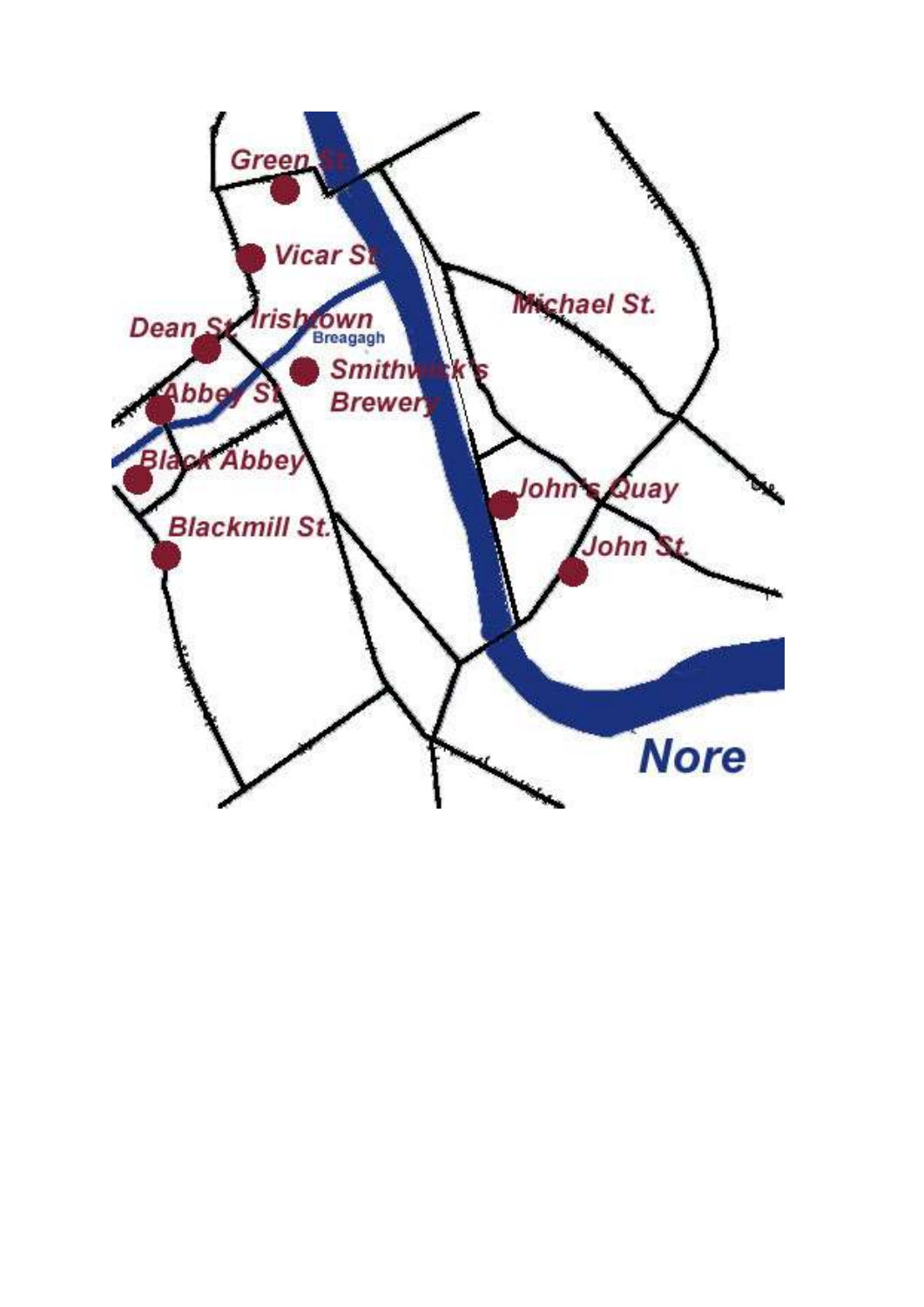Green St.

Vicar St.

Michael St.

Dean St.

Irishtown

Breagagh

Smithwick's Brewery

Abbey St.

Black Abbey

John's Quay

Blackmill St.

John St.

Nore